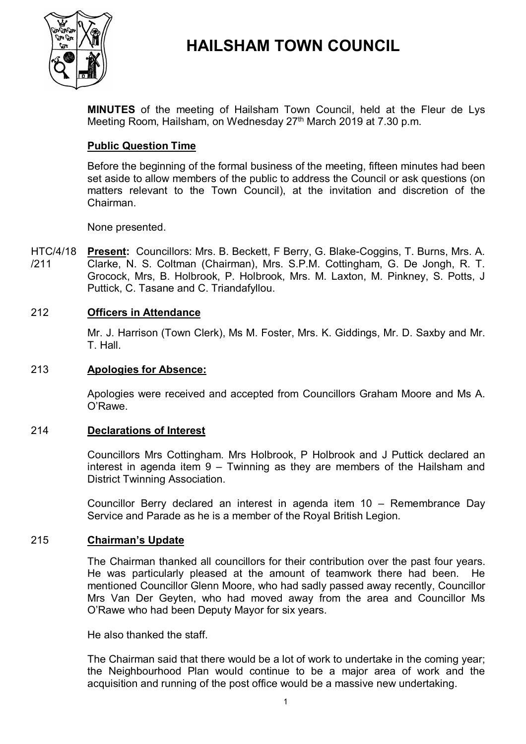# HAILSHAM TOWN COUNCIL

**MINUTES** of the meeting of Hailsham Town Council, held at the Fleur de Lys Meeting Room, Hailsham, on Wednesday 27th March 2019 at 7.30 p.m.

## Public Question Time

Before the beginning of the formal business of the meeting, fifteen minutes had been set aside to allow members of the public to address the Council or ask questions (on matters relevant to the Town Council), at the invitation and discretion of the Chairman.

None presented.

HTC/4/18/211 **Present:** Councillors: Mrs. B. Beckett, F Berry, G. Blake-Coggins, T. Burns, Mrs. A. Clarke, N. S. Coltman (Chairman), Mrs. S.P.M. Cottingham, G. De Jongh, R. T. Grocock, Mrs, B. Holbrook, P. Holbrook, Mrs. M. Laxton, M. Pinkney, S. Potts, J Puttick, C. Tasane and C. Triandafyllou.

## 212 Officers in Attendance

Mr. J. Harrison (Town Clerk), Ms M. Foster, Mrs. K. Giddings, Mr. D. Saxby and Mr. T. Hall.

## 213 Apologies for Absence:

Apologies were received and accepted from Councillors Graham Moore and Ms A. O'Rawe.

## 214 Declarations of Interest

Councillors Mrs Cottingham. Mrs Holbrook, P Holbrook and J Puttick declared an interest in agenda item 9 – Twinning as they are members of the Hailsham and District Twinning Association.

Councillor Berry declared an interest in agenda item 10 – Remembrance Day Service and Parade as he is a member of the Royal British Legion.

## 215 Chairman's Update

The Chairman thanked all councillors for their contribution over the past four years. He was particularly pleased at the amount of teamwork there had been. He mentioned Councillor Glenn Moore, who had sadly passed away recently, Councillor Mrs Van Der Geyten, who had moved away from the area and Councillor Ms O'Rawe who had been Deputy Mayor for six years.

He also thanked the staff.

The Chairman said that there would be a lot of work to undertake in the coming year; the Neighbourhood Plan would continue to be a major area of work and the acquisition and running of the post office would be a massive new undertaking.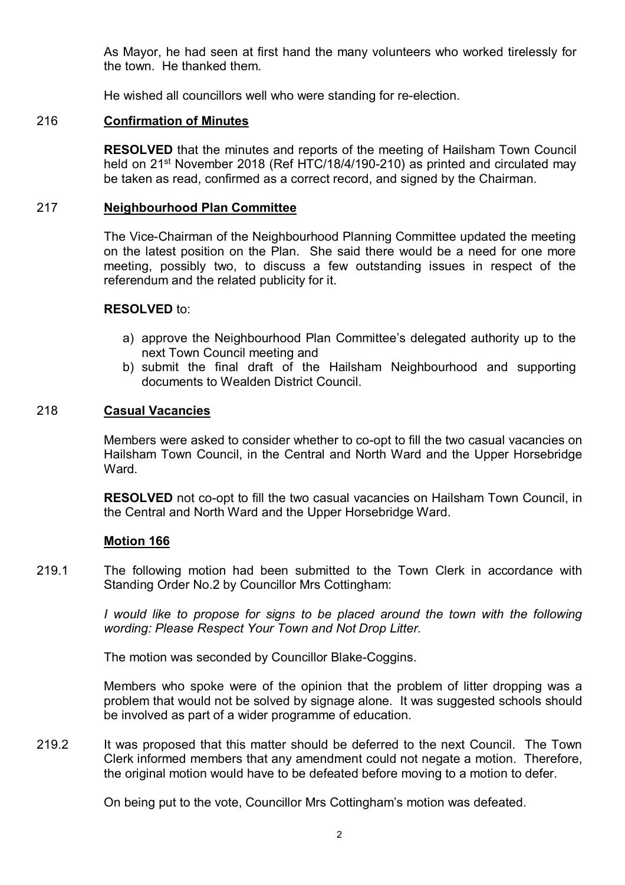As Mayor, he had seen at first hand the many volunteers who worked tirelessly for the town. He thanked them.

He wished all councillors well who were standing for re-election.

216 **Confirmation of Minutes**

**RESOLVED** that the minutes and reports of the meeting of Hailsham Town Council held on 21st November 2018 (Ref HTC/18/4/190-210) as printed and circulated may be taken as read, confirmed as a correct record, and signed by the Chairman.

217 **Neighbourhood Plan Committee**

The Vice-Chairman of the Neighbourhood Planning Committee updated the meeting on the latest position on the Plan. She said there would be a need for one more meeting, possibly two, to discuss a few outstanding issues in respect of the referendum and the related publicity for it.

**RESOLVED** to:

a) approve the Neighbourhood Plan Committee's delegated authority up to the next Town Council meeting and
b) submit the final draft of the Hailsham Neighbourhood and supporting documents to Wealden District Council.

218 **Casual Vacancies**

Members were asked to consider whether to co-opt to fill the two casual vacancies on Hailsham Town Council, in the Central and North Ward and the Upper Horsebridge Ward.

**RESOLVED** not co-opt to fill the two casual vacancies on Hailsham Town Council, in the Central and North Ward and the Upper Horsebridge Ward.

**Motion 166**

219.1 The following motion had been submitted to the Town Clerk in accordance with Standing Order No.2 by Councillor Mrs Cottingham:

*I would like to propose for signs to be placed around the town with the following wording: Please Respect Your Town and Not Drop Litter.*

The motion was seconded by Councillor Blake-Coggins.

Members who spoke were of the opinion that the problem of litter dropping was a problem that would not be solved by signage alone. It was suggested schools should be involved as part of a wider programme of education.

219.2 It was proposed that this matter should be deferred to the next Council. The Town Clerk informed members that any amendment could not negate a motion. Therefore, the original motion would have to be defeated before moving to a motion to defer.

On being put to the vote, Councillor Mrs Cottingham's motion was defeated.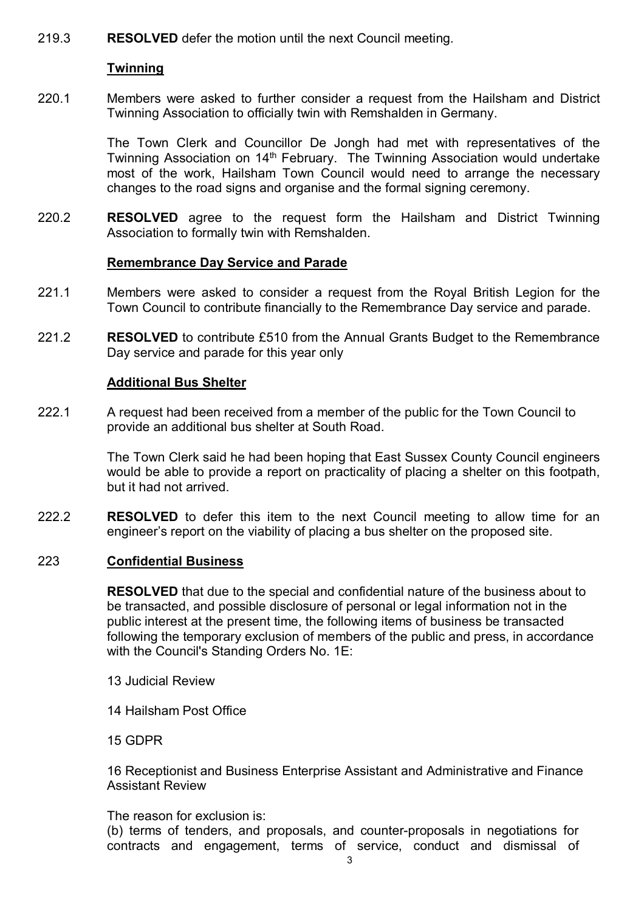219.3 **RESOLVED** defer the motion until the next Council meeting.

**Twinning**

220.1 Members were asked to further consider a request from the Hailsham and District Twinning Association to officially twin with Remshalden in Germany.

The Town Clerk and Councillor De Jongh had met with representatives of the Twinning Association on 14th February. The Twinning Association would undertake most of the work, Hailsham Town Council would need to arrange the necessary changes to the road signs and organise and the formal signing ceremony.

220.2 **RESOLVED** agree to the request form the Hailsham and District Twinning Association to formally twin with Remshalden.

**Remembrance Day Service and Parade**

221.1 Members were asked to consider a request from the Royal British Legion for the Town Council to contribute financially to the Remembrance Day service and parade.

221.2 **RESOLVED** to contribute £510 from the Annual Grants Budget to the Remembrance Day service and parade for this year only

**Additional Bus Shelter**

222.1 A request had been received from a member of the public for the Town Council to provide an additional bus shelter at South Road.

The Town Clerk said he had been hoping that East Sussex County Council engineers would be able to provide a report on practicality of placing a shelter on this footpath, but it had not arrived.

222.2 **RESOLVED** to defer this item to the next Council meeting to allow time for an engineer's report on the viability of placing a bus shelter on the proposed site.

223 **Confidential Business**

**RESOLVED** that due to the special and confidential nature of the business about to be transacted, and possible disclosure of personal or legal information not in the public interest at the present time, the following items of business be transacted following the temporary exclusion of members of the public and press, in accordance with the Council's Standing Orders No. 1E:

13 Judicial Review

14 Hailsham Post Office

15 GDPR

16 Receptionist and Business Enterprise Assistant and Administrative and Finance Assistant Review

The reason for exclusion is:
(b) terms of tenders, and proposals, and counter-proposals in negotiations for contracts and engagement, terms of service, conduct and dismissal of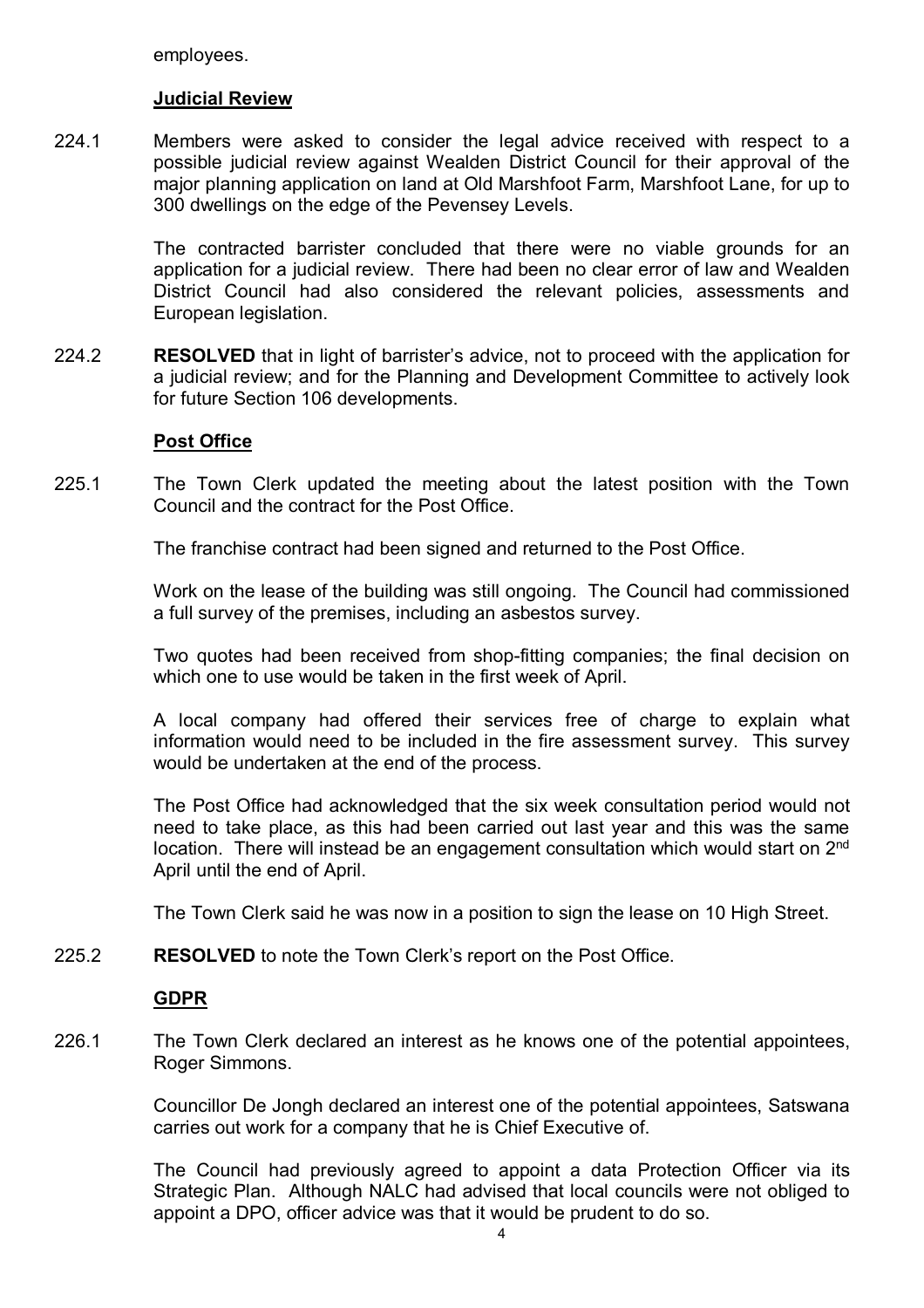employees.

**Judicial Review**

224.1 Members were asked to consider the legal advice received with respect to a possible judicial review against Wealden District Council for their approval of the major planning application on land at Old Marshfoot Farm, Marshfoot Lane, for up to 300 dwellings on the edge of the Pevensey Levels.

The contracted barrister concluded that there were no viable grounds for an application for a judicial review. There had been no clear error of law and Wealden District Council had also considered the relevant policies, assessments and European legislation.

224.2 **RESOLVED** that in light of barrister's advice, not to proceed with the application for a judicial review; and for the Planning and Development Committee to actively look for future Section 106 developments.

**Post Office**

225.1 The Town Clerk updated the meeting about the latest position with the Town Council and the contract for the Post Office.

The franchise contract had been signed and returned to the Post Office.

Work on the lease of the building was still ongoing. The Council had commissioned a full survey of the premises, including an asbestos survey.

Two quotes had been received from shop-fitting companies; the final decision on which one to use would be taken in the first week of April.

A local company had offered their services free of charge to explain what information would need to be included in the fire assessment survey. This survey would be undertaken at the end of the process.

The Post Office had acknowledged that the six week consultation period would not need to take place, as this had been carried out last year and this was the same location. There will instead be an engagement consultation which would start on 2nd April until the end of April.

The Town Clerk said he was now in a position to sign the lease on 10 High Street.

225.2 **RESOLVED** to note the Town Clerk's report on the Post Office.

**GDPR**

226.1 The Town Clerk declared an interest as he knows one of the potential appointees, Roger Simmons.

Councillor De Jongh declared an interest one of the potential appointees, Satswana carries out work for a company that he is Chief Executive of.

The Council had previously agreed to appoint a data Protection Officer via its Strategic Plan. Although NALC had advised that local councils were not obliged to appoint a DPO, officer advice was that it would be prudent to do so.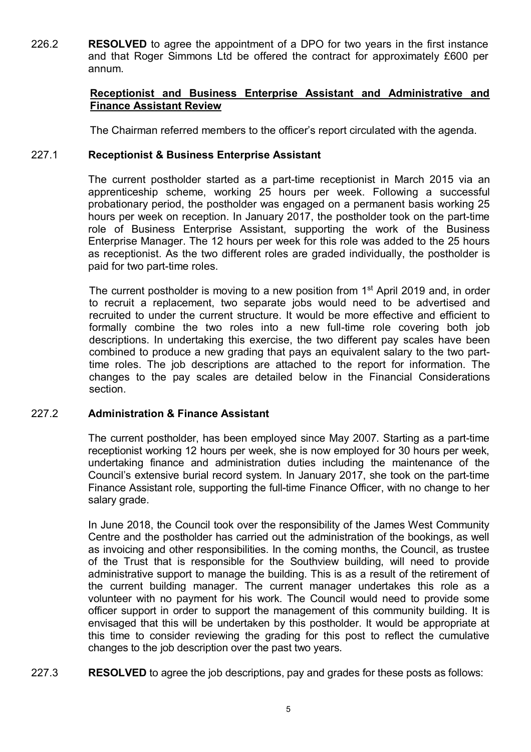226.2 **RESOLVED** to agree the appointment of a DPO for two years in the first instance and that Roger Simmons Ltd be offered the contract for approximately £600 per annum.

**Receptionist and Business Enterprise Assistant and Administrative and Finance Assistant Review**

The Chairman referred members to the officer's report circulated with the agenda.

227.1 **Receptionist & Business Enterprise Assistant**

The current postholder started as a part-time receptionist in March 2015 via an apprenticeship scheme, working 25 hours per week. Following a successful probationary period, the postholder was engaged on a permanent basis working 25 hours per week on reception. In January 2017, the postholder took on the part-time role of Business Enterprise Assistant, supporting the work of the Business Enterprise Manager. The 12 hours per week for this role was added to the 25 hours as receptionist. As the two different roles are graded individually, the postholder is paid for two part-time roles.

The current postholder is moving to a new position from 1st April 2019 and, in order to recruit a replacement, two separate jobs would need to be advertised and recruited to under the current structure. It would be more effective and efficient to formally combine the two roles into a new full-time role covering both job descriptions. In undertaking this exercise, the two different pay scales have been combined to produce a new grading that pays an equivalent salary to the two part-time roles. The job descriptions are attached to the report for information. The changes to the pay scales are detailed below in the Financial Considerations section.

227.2 **Administration & Finance Assistant**

The current postholder, has been employed since May 2007. Starting as a part-time receptionist working 12 hours per week, she is now employed for 30 hours per week, undertaking finance and administration duties including the maintenance of the Council's extensive burial record system. In January 2017, she took on the part-time Finance Assistant role, supporting the full-time Finance Officer, with no change to her salary grade.

In June 2018, the Council took over the responsibility of the James West Community Centre and the postholder has carried out the administration of the bookings, as well as invoicing and other responsibilities. In the coming months, the Council, as trustee of the Trust that is responsible for the Southview building, will need to provide administrative support to manage the building. This is as a result of the retirement of the current building manager. The current manager undertakes this role as a volunteer with no payment for his work. The Council would need to provide some officer support in order to support the management of this community building. It is envisaged that this will be undertaken by this postholder. It would be appropriate at this time to consider reviewing the grading for this post to reflect the cumulative changes to the job description over the past two years.

227.3 **RESOLVED** to agree the job descriptions, pay and grades for these posts as follows: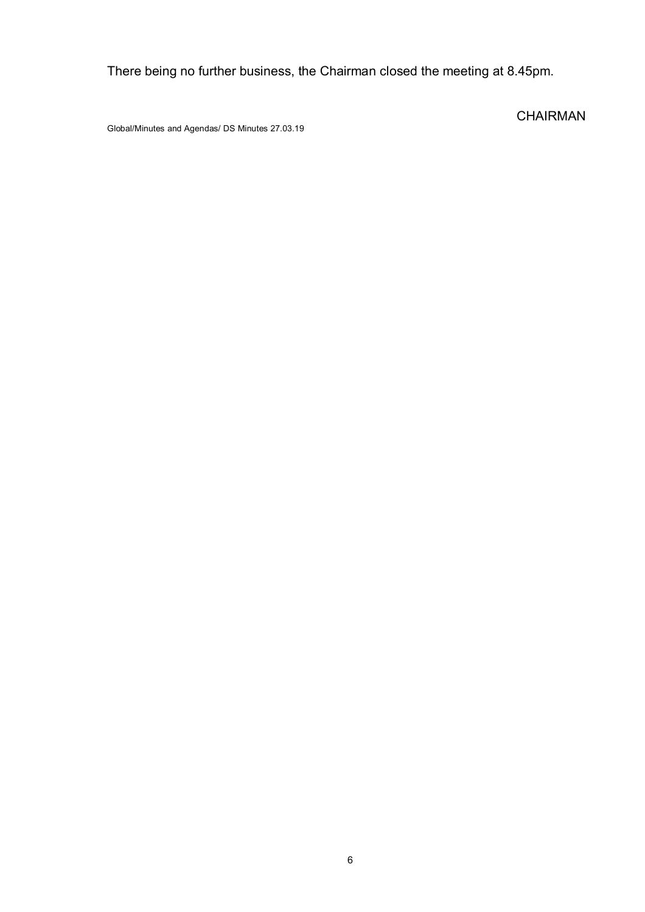There being no further business, the Chairman closed the meeting at 8.45pm.

CHAIRMAN

Global/Minutes and Agendas/ DS Minutes 27.03.19